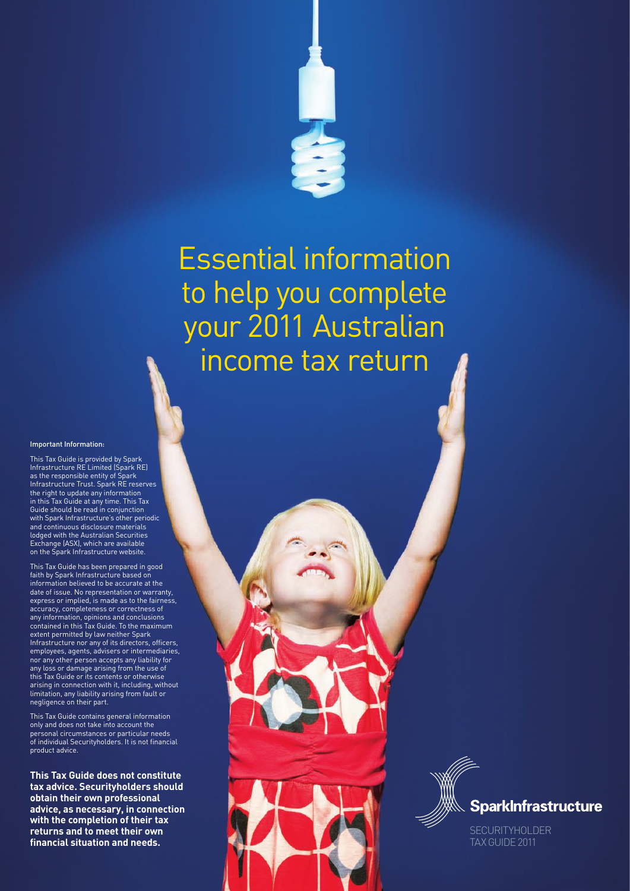# Essential information to help you complete your 2011 Australian income tax return

**Important Information:**

This Tax Guide is provided by Spark Infrastructure RE Limited (Spark RE) as the responsible entity of Spark Infrastructure Trust. Spark RE reserves the right to update any information in this Tax Guide at any time. This Tax Guide should be read in conjunction with Spark Infrastructure's other periodic and continuous disclosure materials lodged with the Australian Securities Exchange (ASX), which are available on the Spark Infrastructure website.

This Tax Guide has been prepared in good faith by Spark Infrastructure based on information believed to be accurate at the date of issue. No representation or warranty, express or implied, is made as to the fairness, accuracy, completeness or correctness of any information, opinions and conclusions contained in this Tax Guide. To the maximum extent permitted by law neither Spark Infrastructure nor any of its directors, officers, employees, agents, advisers or intermediaries, nor any other person accepts any liability for any loss or damage arising from the use of this Tax Guide or its contents or otherwise arising in connection with it, including, without limitation, any liability arising from fault or negligence on their part.

This Tax Guide contains general information only and does not take into account the personal circumstances or particular needs of individual Securityholders. It is not financial product advice.

**This Tax Guide does not constitute tax advice. Securityholders should obtain their own professional advice, as necessary, in connection with the completion of their tax returns and to meet their own financial situation and needs.**

SparkInfrastructure

SECURITYHOLDER TAX GUIDE 2011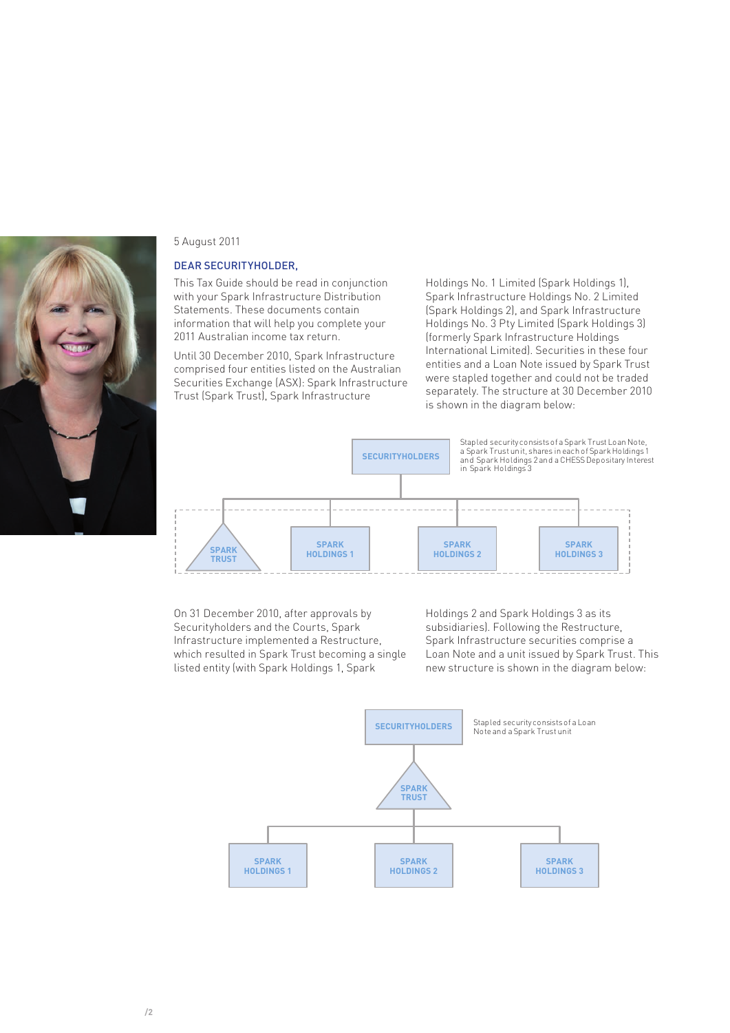5 August 2011

## DEAR SECURITYHOLDER,

This Tax Guide should be read in conjunction with your Spark Infrastructure Distribution Statements. These documents contain information that will help you complete your 2011 Australian income tax return.

Until 30 December 2010, Spark Infrastructure comprised four entities listed on the Australian Securities Exchange (ASX): Spark Infrastructure Trust (Spark Trust), Spark Infrastructure Holdings No. 1 Limited (Spark Holdings 1), Spark Infrastructure Holdings No. 2 Limited (Spark Holdings 2), and Spark Infrastructure Holdings No. 3 Pty Limited (Spark Holdings 3) (formerly Spark Infrastructure Holdings International Limited). Securities in these four entities and a Loan Note issued by Spark Trust were stapled together and could not be traded separately. The structure at 30 December 2010 is shown in the diagram below:

SECURITYHOLDERS

Stapled security consists of a Spark Trust Loan Note, a Spark Trust unit, shares in each of Spark Holdings 1 and Spark Holdings 2 and a CHESS Depositary Interest in Spark Holdings 3

SPARK TRUST | SPARK HOLDINGS 1 | SPARK HOLDINGS 2 | SPARK HOLDINGS 3

On 31 December 2010, after approvals by Securityholders and the Courts, Spark Infrastructure implemented a Restructure, which resulted in Spark Trust becoming a single listed entity (with Spark Holdings 1, Spark Holdings 2 and Spark Holdings 3 as its subsidiaries). Following the Restructure, Spark Infrastructure securities comprise a Loan Note and a unit issued by Spark Trust. This new structure is shown in the diagram below:

SECURITYHOLDERS

Stapled security consists of a Loan Note and a Spark Trust unit

SPARK TRUST

SPARK HOLDINGS 1 | SPARK HOLDINGS 2 | SPARK HOLDINGS 3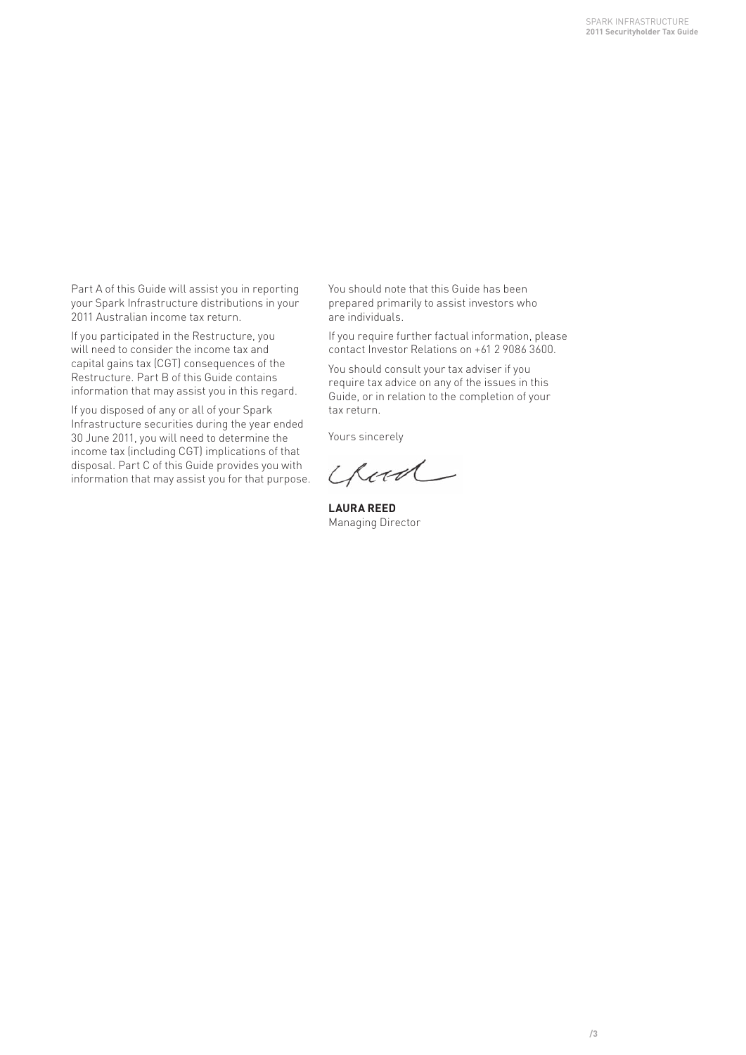Part A of this Guide will assist you in reporting your Spark Infrastructure distributions in your 2011 Australian income tax return.

If you participated in the Restructure, you will need to consider the income tax and capital gains tax (CGT) consequences of the Restructure. Part B of this Guide contains information that may assist you in this regard.

If you disposed of any or all of your Spark Infrastructure securities during the year ended 30 June 2011, you will need to determine the income tax (including CGT) implications of that disposal. Part C of this Guide provides you with information that may assist you for that purpose.

You should note that this Guide has been prepared primarily to assist investors who are individuals.

If you require further factual information, please contact Investor Relations on +61 2 9086 3600.

You should consult your tax adviser if you require tax advice on any of the issues in this Guide, or in relation to the completion of your tax return.

Yours sincerely

**LAURA REED**
Managing Director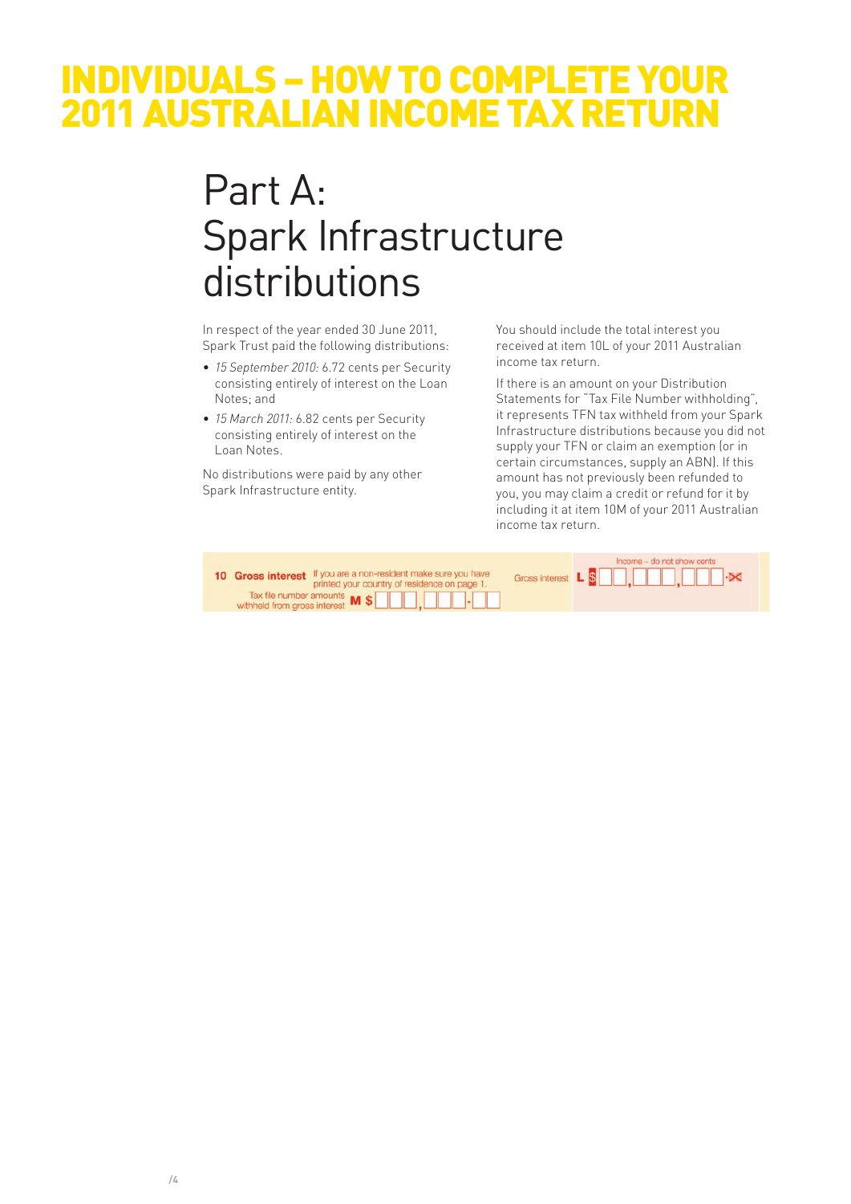# INDIVIDUALS – HOW TO COMPLETE YOUR 2011 AUSTRALIAN INCOME TAX RETURN

## Part A: Spark Infrastructure distributions

In respect of the year ended 30 June 2011, Spark Trust paid the following distributions:

- *15 September 2010:* 6.72 cents per Security consisting entirely of interest on the Loan Notes; and
- *15 March 2011:* 6.82 cents per Security consisting entirely of interest on the Loan Notes.

No distributions were paid by any other Spark Infrastructure entity.

You should include the total interest you received at item 10L of your 2011 Australian income tax return.

If there is an amount on your Distribution Statements for "Tax File Number withholding", it represents TFN tax withheld from your Spark Infrastructure distributions because you did not supply your TFN or claim an exemption (or in certain circumstances, supply an ABN). If this amount has not previously been refunded to you, you may claim a credit or refund for it by including it at item 10M of your 2011 Australian income tax return.

**10 Gross interest** If you are a non-resident make sure you have printed your country of residence on page 1.

Gross interest **L** $ ☐☐,☐☐☐,☐☐☐ .00 — Income – do not show cents

Tax file number amounts withheld from gross interest **M** $ ☐☐☐,☐☐☐.☐☐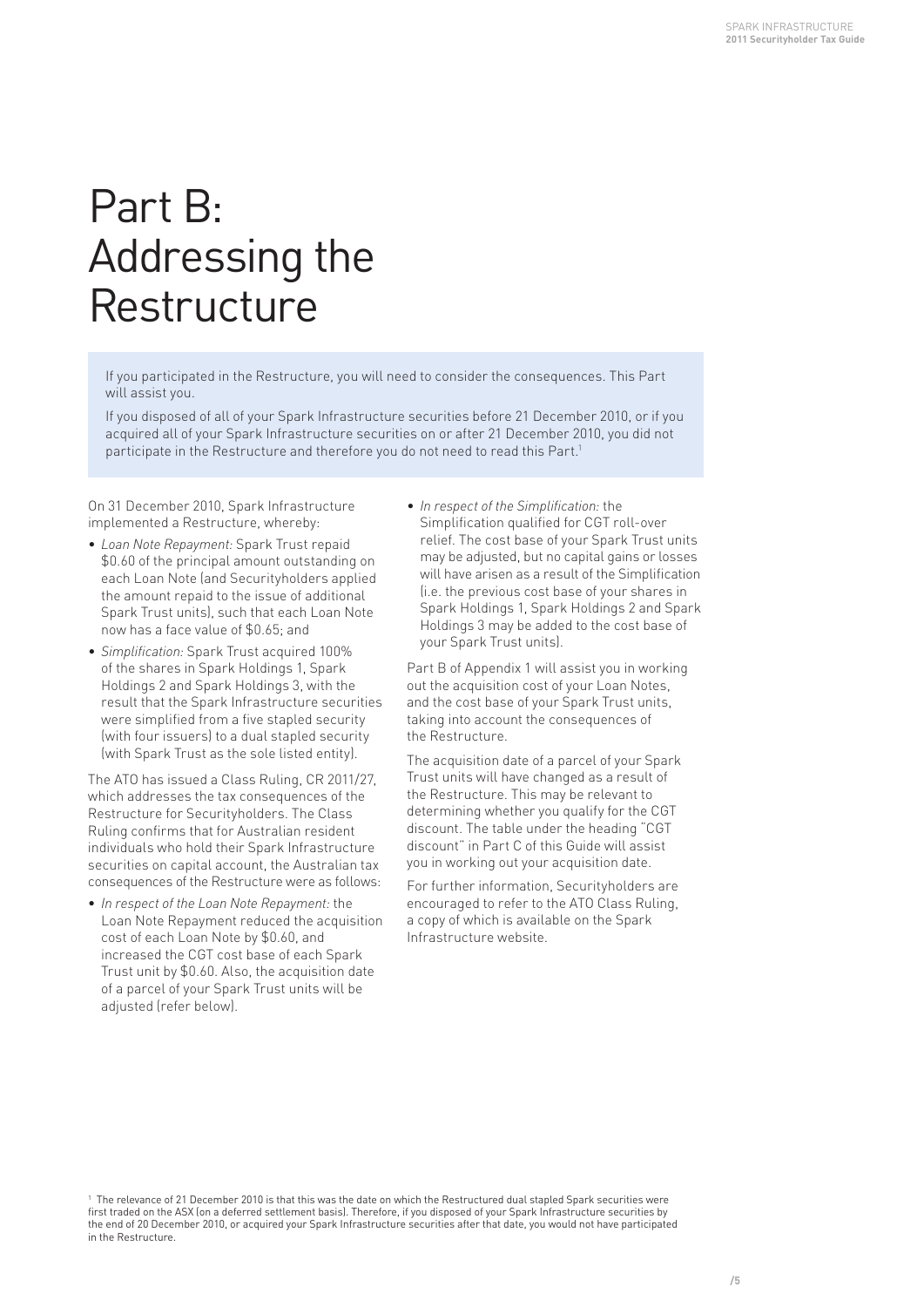# Part B: Addressing the Restructure

If you participated in the Restructure, you will need to consider the consequences. This Part will assist you.

If you disposed of all of your Spark Infrastructure securities before 21 December 2010, or if you acquired all of your Spark Infrastructure securities on or after 21 December 2010, you did not participate in the Restructure and therefore you do not need to read this Part.[1]

On 31 December 2010, Spark Infrastructure implemented a Restructure, whereby:

- *Loan Note Repayment:* Spark Trust repaid $0.60 of the principal amount outstanding on each Loan Note (and Securityholders applied the amount repaid to the issue of additional Spark Trust units), such that each Loan Note now has a face value of $0.65; and
- *Simplification:* Spark Trust acquired 100% of the shares in Spark Holdings 1, Spark Holdings 2 and Spark Holdings 3, with the result that the Spark Infrastructure securities were simplified from a five stapled security (with four issuers) to a dual stapled security (with Spark Trust as the sole listed entity).

The ATO has issued a Class Ruling, CR 2011/27, which addresses the tax consequences of the Restructure for Securityholders. The Class Ruling confirms that for Australian resident individuals who hold their Spark Infrastructure securities on capital account, the Australian tax consequences of the Restructure were as follows:

- *In respect of the Loan Note Repayment:* the Loan Note Repayment reduced the acquisition cost of each Loan Note by $0.60, and increased the CGT cost base of each Spark Trust unit by $0.60. Also, the acquisition date of a parcel of your Spark Trust units will be adjusted (refer below).
- *In respect of the Simplification:* the Simplification qualified for CGT roll-over relief. The cost base of your Spark Trust units may be adjusted, but no capital gains or losses will have arisen as a result of the Simplification (i.e. the previous cost base of your shares in Spark Holdings 1, Spark Holdings 2 and Spark Holdings 3 may be added to the cost base of your Spark Trust units).

Part B of Appendix 1 will assist you in working out the acquisition cost of your Loan Notes, and the cost base of your Spark Trust units, taking into account the consequences of the Restructure.

The acquisition date of a parcel of your Spark Trust units will have changed as a result of the Restructure. This may be relevant to determining whether you qualify for the CGT discount. The table under the heading "CGT discount" in Part C of this Guide will assist you in working out your acquisition date.

For further information, Securityholders are encouraged to refer to the ATO Class Ruling, a copy of which is available on the Spark Infrastructure website.

[1] The relevance of 21 December 2010 is that this was the date on which the Restructured dual stapled Spark securities were first traded on the ASX (on a deferred settlement basis). Therefore, if you disposed of your Spark Infrastructure securities by the end of 20 December 2010, or acquired your Spark Infrastructure securities after that date, you would not have participated in the Restructure.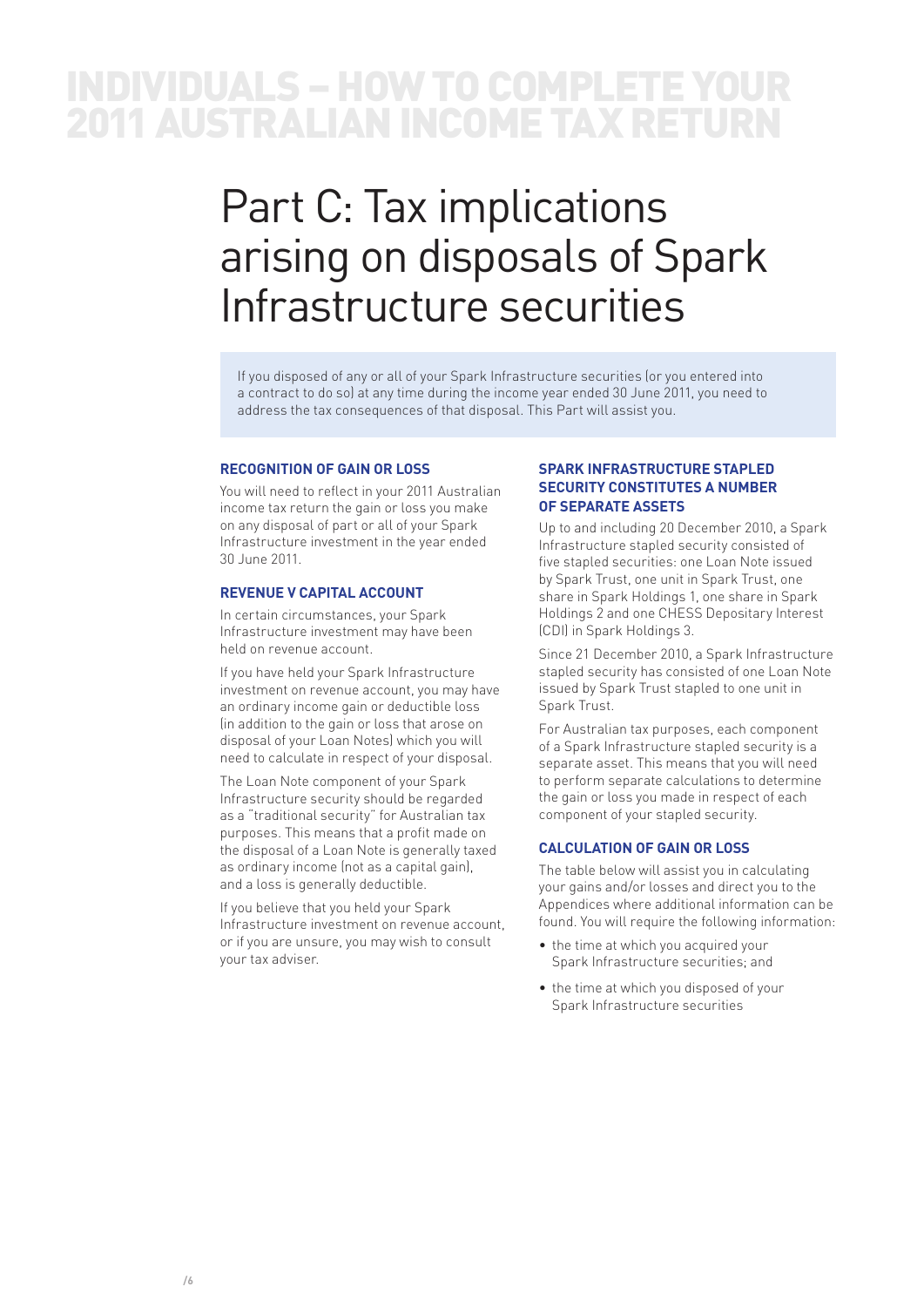# INDIVIDUALS – HOW TO COMPLETE YOUR 2011 AUSTRALIAN INCOME TAX RETURN

## Part C: Tax implications arising on disposals of Spark Infrastructure securities

If you disposed of any or all of your Spark Infrastructure securities (or you entered into a contract to do so) at any time during the income year ended 30 June 2011, you need to address the tax consequences of that disposal. This Part will assist you.

### RECOGNITION OF GAIN OR LOSS

You will need to reflect in your 2011 Australian income tax return the gain or loss you make on any disposal of part or all of your Spark Infrastructure investment in the year ended 30 June 2011.

### REVENUE V CAPITAL ACCOUNT

In certain circumstances, your Spark Infrastructure investment may have been held on revenue account.

If you have held your Spark Infrastructure investment on revenue account, you may have an ordinary income gain or deductible loss (in addition to the gain or loss that arose on disposal of your Loan Notes) which you will need to calculate in respect of your disposal.

The Loan Note component of your Spark Infrastructure security should be regarded as a "traditional security" for Australian tax purposes. This means that a profit made on the disposal of a Loan Note is generally taxed as ordinary income (not as a capital gain), and a loss is generally deductible.

If you believe that you held your Spark Infrastructure investment on revenue account, or if you are unsure, you may wish to consult your tax adviser.

### SPARK INFRASTRUCTURE STAPLED SECURITY CONSTITUTES A NUMBER OF SEPARATE ASSETS

Up to and including 20 December 2010, a Spark Infrastructure stapled security consisted of five stapled securities: one Loan Note issued by Spark Trust, one unit in Spark Trust, one share in Spark Holdings 1, one share in Spark Holdings 2 and one CHESS Depositary Interest (CDI) in Spark Holdings 3.

Since 21 December 2010, a Spark Infrastructure stapled security has consisted of one Loan Note issued by Spark Trust stapled to one unit in Spark Trust.

For Australian tax purposes, each component of a Spark Infrastructure stapled security is a separate asset. This means that you will need to perform separate calculations to determine the gain or loss you made in respect of each component of your stapled security.

### CALCULATION OF GAIN OR LOSS

The table below will assist you in calculating your gains and/or losses and direct you to the Appendices where additional information can be found. You will require the following information:

- the time at which you acquired your Spark Infrastructure securities; and
- the time at which you disposed of your Spark Infrastructure securities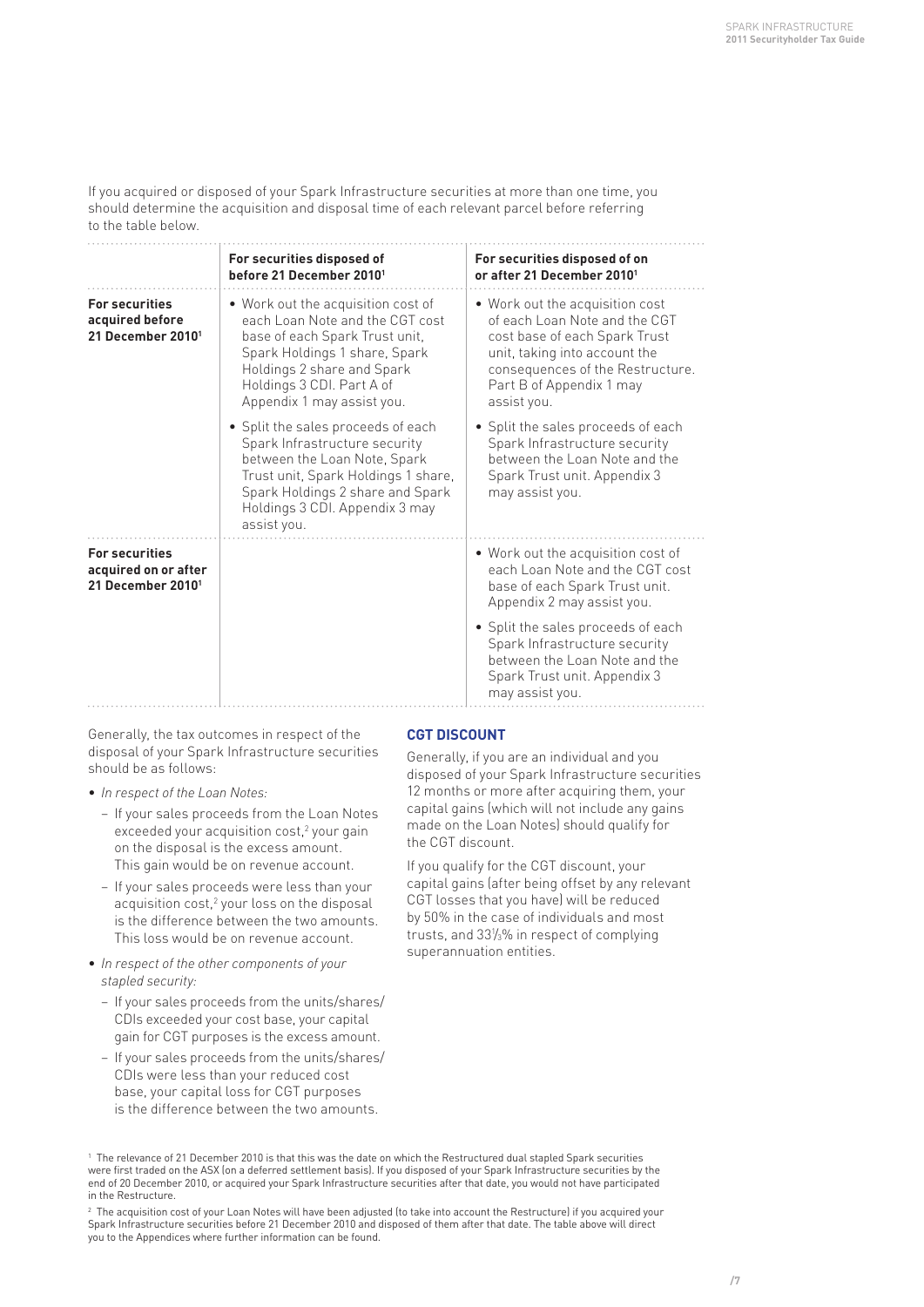If you acquired or disposed of your Spark Infrastructure securities at more than one time, you should determine the acquisition and disposal time of each relevant parcel before referring to the table below.

| | For securities disposed of before 21 December 2010[1] | For securities disposed of on or after 21 December 2010[1] |
|---|---|---|
| **For securities acquired before 21 December 2010[1]** | • Work out the acquisition cost of each Loan Note and the CGT cost base of each Spark Trust unit, Spark Holdings 1 share, Spark Holdings 2 share and Spark Holdings 3 CDI. Part A of Appendix 1 may assist you.<br>• Split the sales proceeds of each Spark Infrastructure security between the Loan Note, Spark Trust unit, Spark Holdings 1 share, Spark Holdings 2 share and Spark Holdings 3 CDI. Appendix 3 may assist you. | • Work out the acquisition cost of each Loan Note and the CGT cost base of each Spark Trust unit, taking into account the consequences of the Restructure. Part B of Appendix 1 may assist you.<br>• Split the sales proceeds of each Spark Infrastructure security between the Loan Note and the Spark Trust unit. Appendix 3 may assist you. |
| **For securities acquired on or after 21 December 2010[1]** | | • Work out the acquisition cost of each Loan Note and the CGT cost base of each Spark Trust unit. Appendix 2 may assist you.<br>• Split the sales proceeds of each Spark Infrastructure security between the Loan Note and the Spark Trust unit. Appendix 3 may assist you. |

Generally, the tax outcomes in respect of the disposal of your Spark Infrastructure securities should be as follows:

- *In respect of the Loan Notes:*
  - If your sales proceeds from the Loan Notes exceeded your acquisition cost,[2] your gain on the disposal is the excess amount. This gain would be on revenue account.
  - If your sales proceeds were less than your acquisition cost,[2] your loss on the disposal is the difference between the two amounts. This loss would be on revenue account.
- *In respect of the other components of your stapled security:*
  - If your sales proceeds from the units/shares/CDIs exceeded your cost base, your capital gain for CGT purposes is the excess amount.
  - If your sales proceeds from the units/shares/CDIs were less than your reduced cost base, your capital loss for CGT purposes is the difference between the two amounts.

## CGT DISCOUNT

Generally, if you are an individual and you disposed of your Spark Infrastructure securities 12 months or more after acquiring them, your capital gains (which will not include any gains made on the Loan Notes) should qualify for the CGT discount.

If you qualify for the CGT discount, your capital gains (after being offset by any relevant CGT losses that you have) will be reduced by 50% in the case of individuals and most trusts, and 33⅓% in respect of complying superannuation entities.

[1] The relevance of 21 December 2010 is that this was the date on which the Restructured dual stapled Spark securities were first traded on the ASX (on a deferred settlement basis). If you disposed of your Spark Infrastructure securities by the end of 20 December 2010, or acquired your Spark Infrastructure securities after that date, you would not have participated in the Restructure.

[2] The acquisition cost of your Loan Notes will have been adjusted (to take into account the Restructure) if you acquired your Spark Infrastructure securities before 21 December 2010 and disposed of them after that date. The table above will direct you to the Appendices where further information can be found.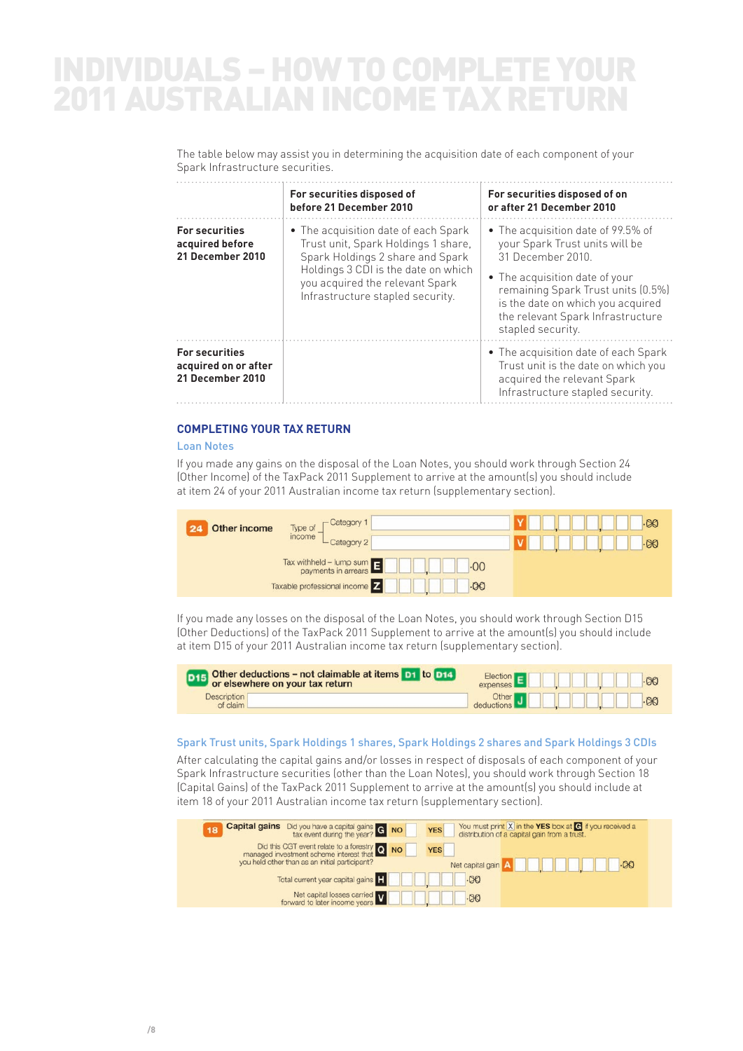# INDIVIDUALS – HOW TO COMPLETE YOUR 2011 AUSTRALIAN INCOME TAX RETURN

The table below may assist you in determining the acquisition date of each component of your Spark Infrastructure securities.

| | For securities disposed of before 21 December 2010 | For securities disposed of on or after 21 December 2010 |
|---|---|---|
| **For securities acquired before 21 December 2010** | • The acquisition date of each Spark Trust unit, Spark Holdings 1 share, Spark Holdings 2 share and Spark Holdings 3 CDI is the date on which you acquired the relevant Spark Infrastructure stapled security. | • The acquisition date of 99.5% of your Spark Trust units will be 31 December 2010. • The acquisition date of your remaining Spark Trust units (0.5%) is the date on which you acquired the relevant Spark Infrastructure stapled security. |
| **For securities acquired on or after 21 December 2010** | | • The acquisition date of each Spark Trust unit is the date on which you acquired the relevant Spark Infrastructure stapled security. |

## COMPLETING YOUR TAX RETURN

### Loan Notes

If you made any gains on the disposal of the Loan Notes, you should work through Section 24 (Other Income) of the TaxPack 2011 Supplement to arrive at the amount(s) you should include at item 24 of your 2011 Australian income tax return (supplementary section).

**24 Other income**

Type of income – Category 1 **Y** .00
Category 2 **V** .00

Tax withheld – lump sum payments in arrears **E** .00

Taxable professional income **Z** .00

If you made any losses on the disposal of the Loan Notes, you should work through Section D15 (Other Deductions) of the TaxPack 2011 Supplement to arrive at the amount(s) you should include at item D15 of your 2011 Australian income tax return (supplementary section).

**D15 Other deductions – not claimable at items D1 to D14 or elsewhere on your tax return**

Description of claim

Election expenses **E** .00

Other deductions **J** .00

### Spark Trust units, Spark Holdings 1 shares, Spark Holdings 2 shares and Spark Holdings 3 CDIs

After calculating the capital gains and/or losses in respect of disposals of each component of your Spark Infrastructure securities (other than the Loan Notes), you should work through Section 18 (Capital Gains) of the TaxPack 2011 Supplement to arrive at the amount(s) you should include at item 18 of your 2011 Australian income tax return (supplementary section).

**18 Capital gains**

Did you have a capital gains tax event during the year? **G** NO YES

You must print X in the YES box at G if you received a distribution of a capital gain from a trust.

Did this CGT event relate to a forestry managed investment scheme interest that you held other than as an initial participant? **Q** NO YES

Net capital gain **A** .00

Total current year capital gains **H** .00

Net capital losses carried forward to later income years **V** .00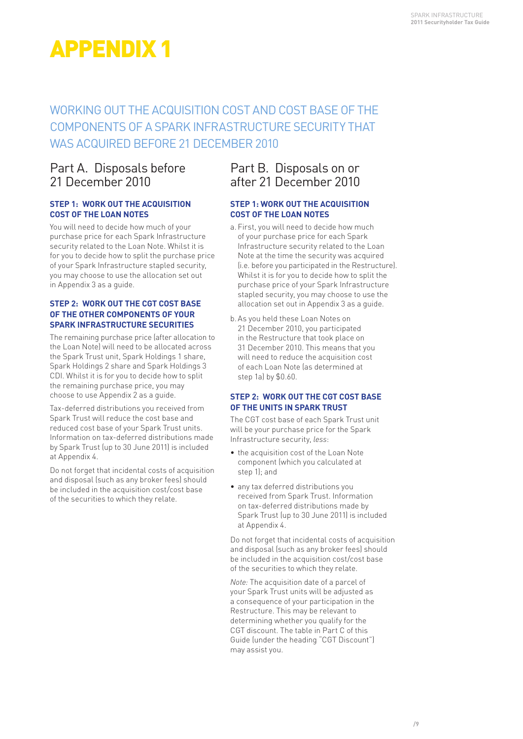# APPENDIX 1

## WORKING OUT THE ACQUISITION COST AND COST BASE OF THE COMPONENTS OF A SPARK INFRASTRUCTURE SECURITY THAT WAS ACQUIRED BEFORE 21 DECEMBER 2010

## Part A. Disposals before 21 December 2010

### STEP 1: WORK OUT THE ACQUISITION COST OF THE LOAN NOTES

You will need to decide how much of your purchase price for each Spark Infrastructure security related to the Loan Note. Whilst it is for you to decide how to split the purchase price of your Spark Infrastructure stapled security, you may choose to use the allocation set out in Appendix 3 as a guide.

### STEP 2: WORK OUT THE CGT COST BASE OF THE OTHER COMPONENTS OF YOUR SPARK INFRASTRUCTURE SECURITIES

The remaining purchase price (after allocation to the Loan Note) will need to be allocated across the Spark Trust unit, Spark Holdings 1 share, Spark Holdings 2 share and Spark Holdings 3 CDI. Whilst it is for you to decide how to split the remaining purchase price, you may choose to use Appendix 2 as a guide.

Tax-deferred distributions you received from Spark Trust will reduce the cost base and reduced cost base of your Spark Trust units. Information on tax-deferred distributions made by Spark Trust (up to 30 June 2011) is included at Appendix 4.

Do not forget that incidental costs of acquisition and disposal (such as any broker fees) should be included in the acquisition cost/cost base of the securities to which they relate.

## Part B. Disposals on or after 21 December 2010

### STEP 1: WORK OUT THE ACQUISITION COST OF THE LOAN NOTES

a. First, you will need to decide how much of your purchase price for each Spark Infrastructure security related to the Loan Note at the time the security was acquired (i.e. before you participated in the Restructure). Whilst it is for you to decide how to split the purchase price of your Spark Infrastructure stapled security, you may choose to use the allocation set out in Appendix 3 as a guide.

b. As you held these Loan Notes on 21 December 2010, you participated in the Restructure that took place on 31 December 2010. This means that you will need to reduce the acquisition cost of each Loan Note (as determined at step 1a) by $0.60.

### STEP 2: WORK OUT THE CGT COST BASE OF THE UNITS IN SPARK TRUST

The CGT cost base of each Spark Trust unit will be your purchase price for the Spark Infrastructure security, *less*:

- the acquisition cost of the Loan Note component (which you calculated at step 1); and
- any tax deferred distributions you received from Spark Trust. Information on tax-deferred distributions made by Spark Trust (up to 30 June 2011) is included at Appendix 4.

Do not forget that incidental costs of acquisition and disposal (such as any broker fees) should be included in the acquisition cost/cost base of the securities to which they relate.

*Note:* The acquisition date of a parcel of your Spark Trust units will be adjusted as a consequence of your participation in the Restructure. This may be relevant to determining whether you qualify for the CGT discount. The table in Part C of this Guide (under the heading "CGT Discount") may assist you.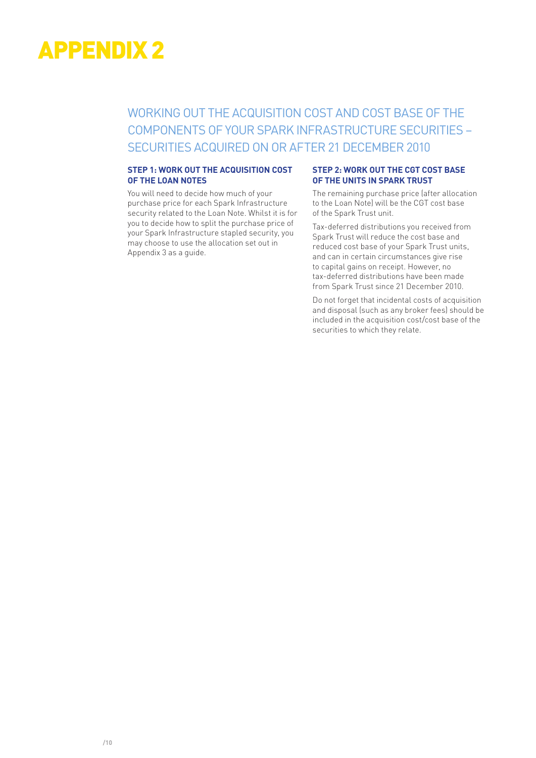# APPENDIX 2

## WORKING OUT THE ACQUISITION COST AND COST BASE OF THE COMPONENTS OF YOUR SPARK INFRASTRUCTURE SECURITIES – SECURITIES ACQUIRED ON OR AFTER 21 DECEMBER 2010

### STEP 1: WORK OUT THE ACQUISITION COST OF THE LOAN NOTES

You will need to decide how much of your purchase price for each Spark Infrastructure security related to the Loan Note. Whilst it is for you to decide how to split the purchase price of your Spark Infrastructure stapled security, you may choose to use the allocation set out in Appendix 3 as a guide.

### STEP 2: WORK OUT THE CGT COST BASE OF THE UNITS IN SPARK TRUST

The remaining purchase price (after allocation to the Loan Note) will be the CGT cost base of the Spark Trust unit.

Tax-deferred distributions you received from Spark Trust will reduce the cost base and reduced cost base of your Spark Trust units, and can in certain circumstances give rise to capital gains on receipt. However, no tax-deferred distributions have been made from Spark Trust since 21 December 2010.

Do not forget that incidental costs of acquisition and disposal (such as any broker fees) should be included in the acquisition cost/cost base of the securities to which they relate.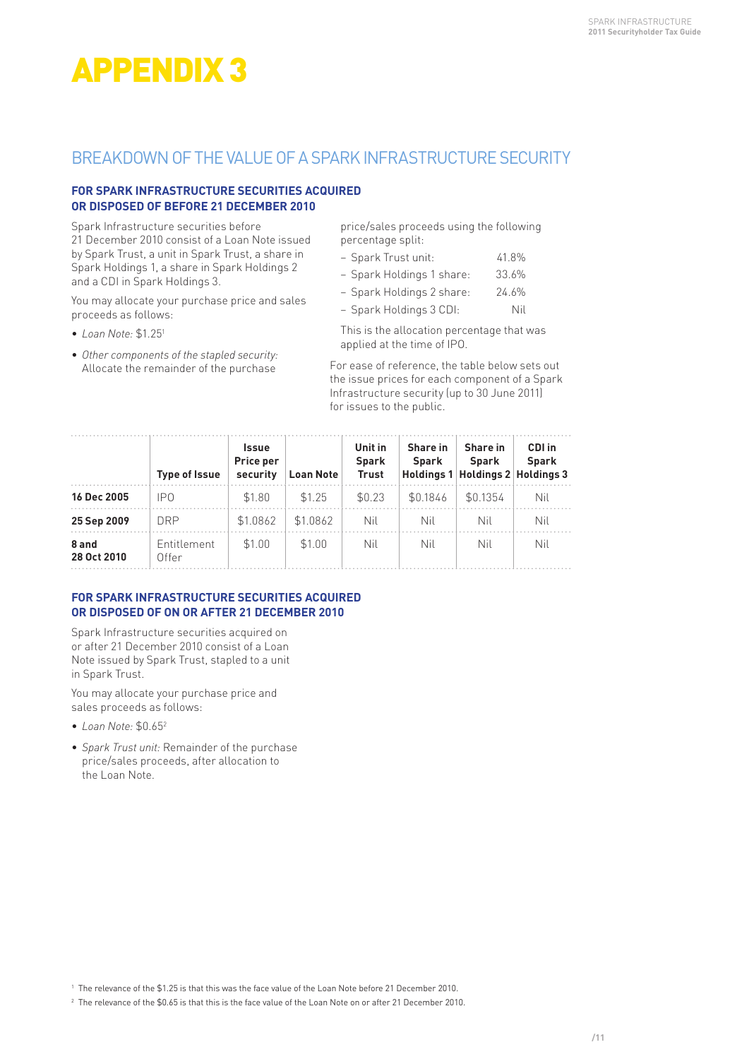# APPENDIX 3

## BREAKDOWN OF THE VALUE OF A SPARK INFRASTRUCTURE SECURITY

### FOR SPARK INFRASTRUCTURE SECURITIES ACQUIRED OR DISPOSED OF BEFORE 21 DECEMBER 2010

Spark Infrastructure securities before 21 December 2010 consist of a Loan Note issued by Spark Trust, a unit in Spark Trust, a share in Spark Holdings 1, a share in Spark Holdings 2 and a CDI in Spark Holdings 3.

You may allocate your purchase price and sales proceeds as follows:

- *Loan Note:* $1.25[1]
- *Other components of the stapled security:* Allocate the remainder of the purchase price/sales proceeds using the following percentage split:
  - Spark Trust unit: 41.8%
  - Spark Holdings 1 share: 33.6%
  - Spark Holdings 2 share: 24.6%
  - Spark Holdings 3 CDI: Nil

  This is the allocation percentage that was applied at the time of IPO.

For ease of reference, the table below sets out the issue prices for each component of a Spark Infrastructure security (up to 30 June 2011) for issues to the public.

| | Type of Issue | Issue Price per security | Loan Note | Unit in Spark Trust | Share in Spark Holdings 1 | Share in Spark Holdings 2 | CDI in Spark Holdings 3 |
|---|---|---|---|---|---|---|---|
| **16 Dec 2005** | IPO | $1.80 | $1.25 | $0.23 | $0.1846 | $0.1354 | Nil |
| **25 Sep 2009** | DRP | $1.0862 | $1.0862 | Nil | Nil | Nil | Nil |
| **8 and 28 Oct 2010** | Entitlement Offer | $1.00 | $1.00 | Nil | Nil | Nil | Nil |

### FOR SPARK INFRASTRUCTURE SECURITIES ACQUIRED OR DISPOSED OF ON OR AFTER 21 DECEMBER 2010

Spark Infrastructure securities acquired on or after 21 December 2010 consist of a Loan Note issued by Spark Trust, stapled to a unit in Spark Trust.

You may allocate your purchase price and sales proceeds as follows:

- *Loan Note:* $0.65[2]
- *Spark Trust unit:* Remainder of the purchase price/sales proceeds, after allocation to the Loan Note.

[1] The relevance of the $1.25 is that this was the face value of the Loan Note before 21 December 2010.

[2] The relevance of the $0.65 is that this is the face value of the Loan Note on or after 21 December 2010.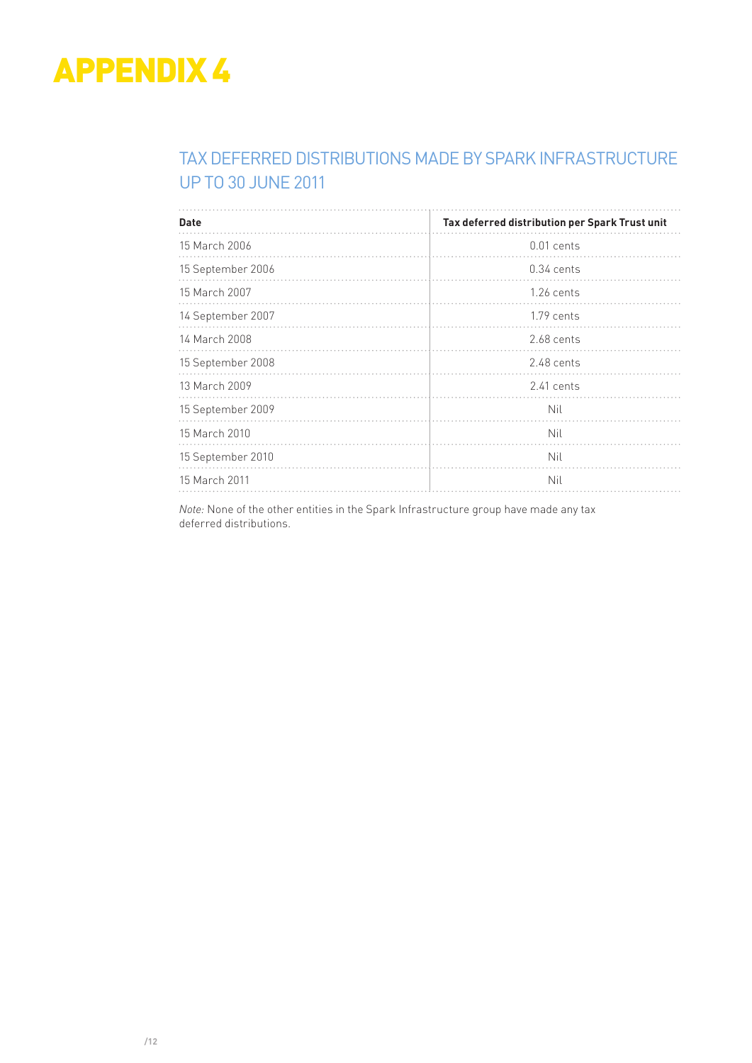# APPENDIX 4

## TAX DEFERRED DISTRIBUTIONS MADE BY SPARK INFRASTRUCTURE UP TO 30 JUNE 2011

| Date | Tax deferred distribution per Spark Trust unit |
|---|---|
| 15 March 2006 | 0.01 cents |
| 15 September 2006 | 0.34 cents |
| 15 March 2007 | 1.26 cents |
| 14 September 2007 | 1.79 cents |
| 14 March 2008 | 2.68 cents |
| 15 September 2008 | 2.48 cents |
| 13 March 2009 | 2.41 cents |
| 15 September 2009 | Nil |
| 15 March 2010 | Nil |
| 15 September 2010 | Nil |
| 15 March 2011 | Nil |

*Note:* None of the other entities in the Spark Infrastructure group have made any tax deferred distributions.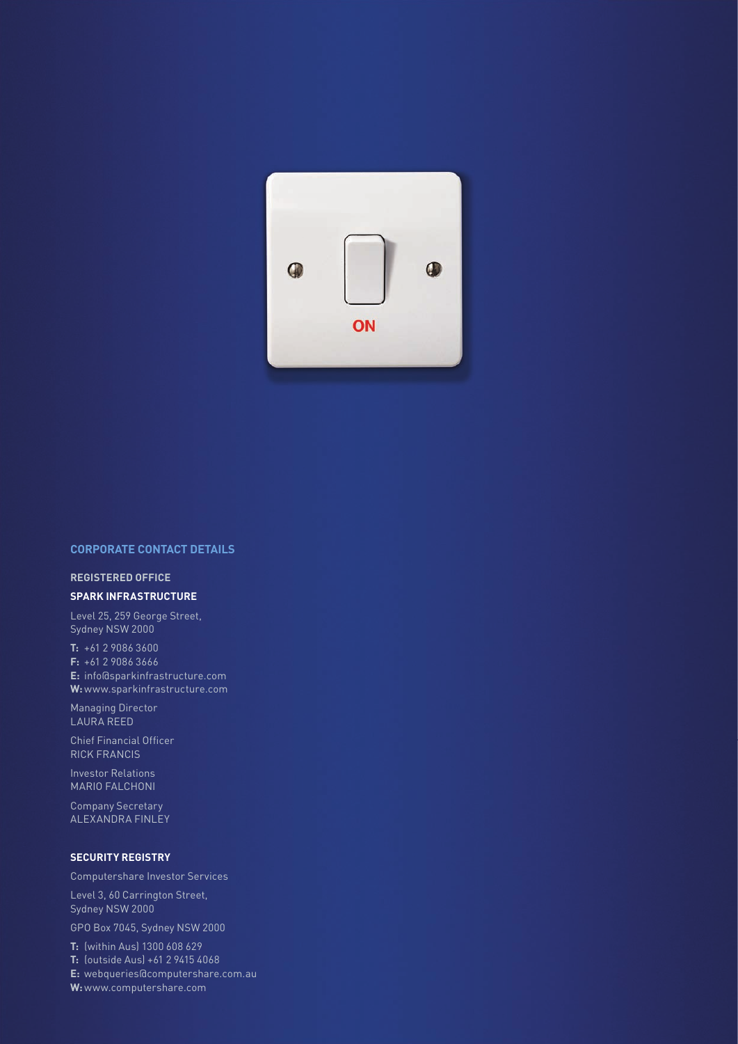## CORPORATE CONTACT DETAILS

### REGISTERED OFFICE

**SPARK INFRASTRUCTURE**

Level 25, 259 George Street,
Sydney NSW 2000

**T:** +61 2 9086 3600
**F:** +61 2 9086 3666
**E:** info@sparkinfrastructure.com
**W:** www.sparkinfrastructure.com

Managing Director
LAURA REED

Chief Financial Officer
RICK FRANCIS

Investor Relations
MARIO FALCHONI

Company Secretary
ALEXANDRA FINLEY

### SECURITY REGISTRY

Computershare Investor Services

Level 3, 60 Carrington Street,
Sydney NSW 2000

GPO Box 7045, Sydney NSW 2000

**T:** (within Aus) 1300 608 629
**T:** (outside Aus) +61 2 9415 4068
**E:** webqueries@computershare.com.au
**W:** www.computershare.com